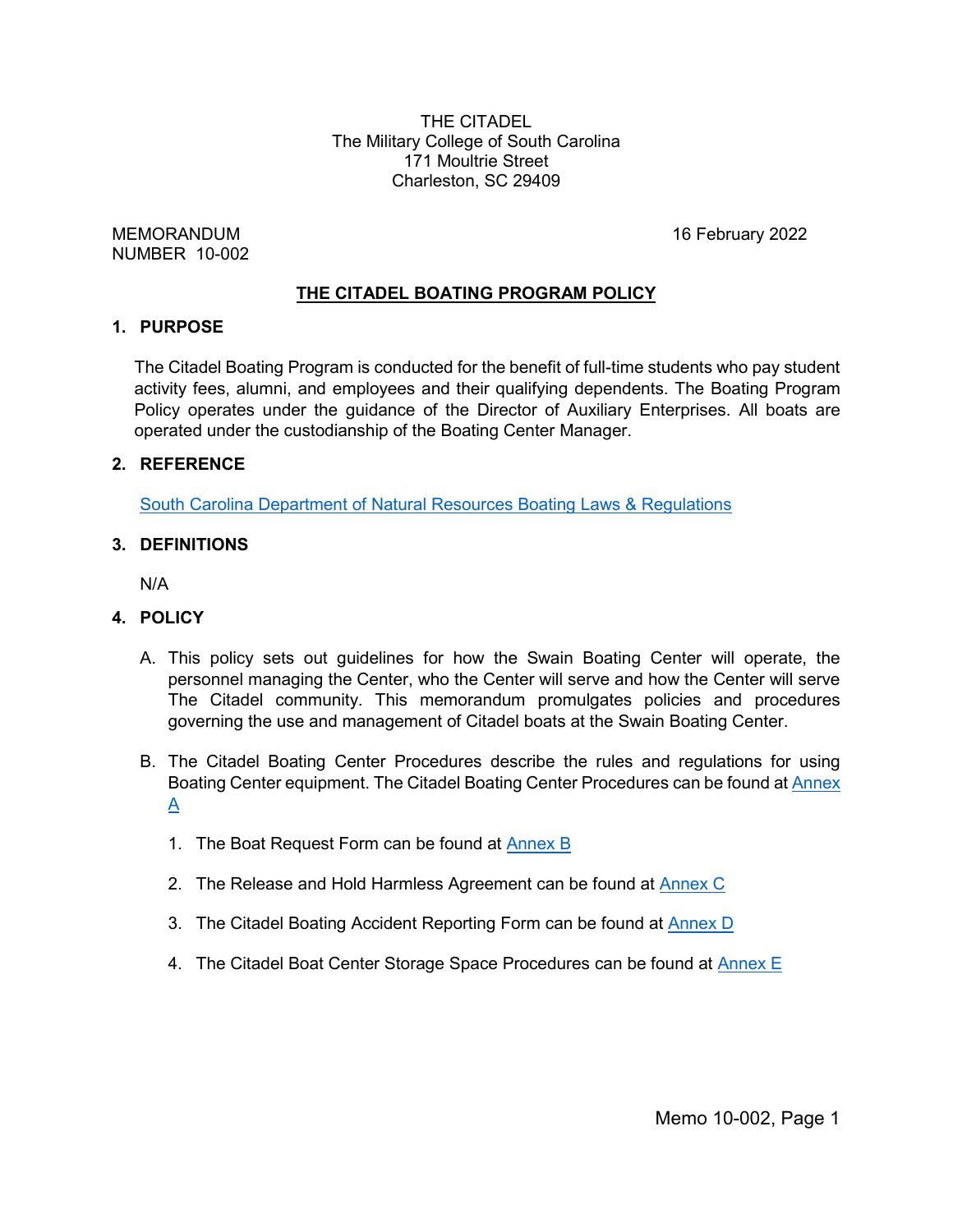THE CITADEL
The Military College of South Carolina
171 Moultrie Street
Charleston, SC 29409

MEMORANDUM
NUMBER 10-002

16 February 2022

# THE CITADEL BOATING PROGRAM POLICY

## 1. PURPOSE

The Citadel Boating Program is conducted for the benefit of full-time students who pay student activity fees, alumni, and employees and their qualifying dependents. The Boating Program Policy operates under the guidance of the Director of Auxiliary Enterprises. All boats are operated under the custodianship of the Boating Center Manager.

## 2. REFERENCE

South Carolina Department of Natural Resources Boating Laws & Regulations

## 3. DEFINITIONS

N/A

## 4. POLICY

A. This policy sets out guidelines for how the Swain Boating Center will operate, the personnel managing the Center, who the Center will serve and how the Center will serve The Citadel community. This memorandum promulgates policies and procedures governing the use and management of Citadel boats at the Swain Boating Center.

B. The Citadel Boating Center Procedures describe the rules and regulations for using Boating Center equipment. The Citadel Boating Center Procedures can be found at Annex A

1. The Boat Request Form can be found at Annex B

2. The Release and Hold Harmless Agreement can be found at Annex C

3. The Citadel Boating Accident Reporting Form can be found at Annex D

4. The Citadel Boat Center Storage Space Procedures can be found at Annex E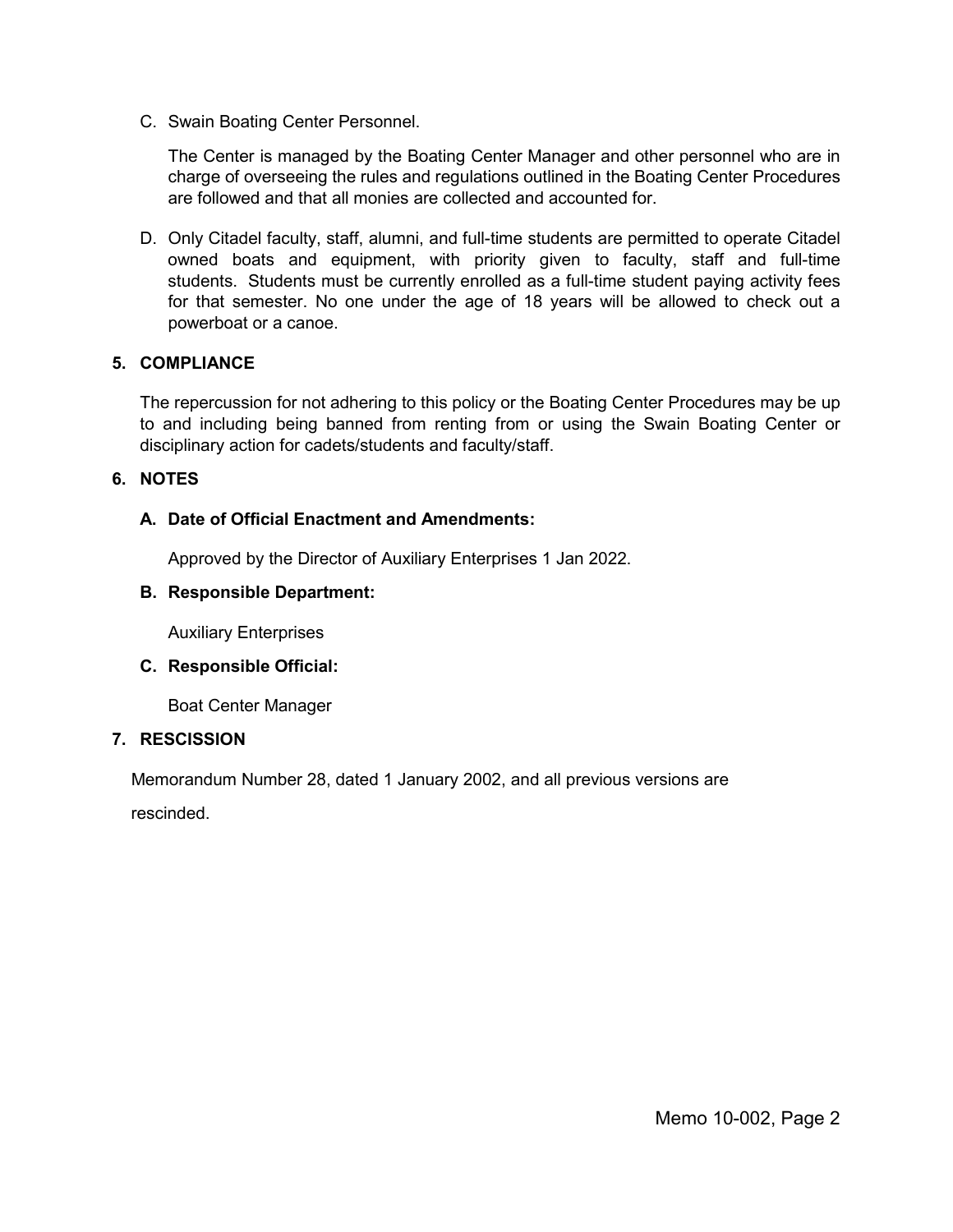C. Swain Boating Center Personnel.

   The Center is managed by the Boating Center Manager and other personnel who are in charge of overseeing the rules and regulations outlined in the Boating Center Procedures are followed and that all monies are collected and accounted for.

D. Only Citadel faculty, staff, alumni, and full-time students are permitted to operate Citadel owned boats and equipment, with priority given to faculty, staff and full-time students. Students must be currently enrolled as a full-time student paying activity fees for that semester. No one under the age of 18 years will be allowed to check out a powerboat or a canoe.

## 5. COMPLIANCE

The repercussion for not adhering to this policy or the Boating Center Procedures may be up to and including being banned from renting from or using the Swain Boating Center or disciplinary action for cadets/students and faculty/staff.

## 6. NOTES

### A. Date of Official Enactment and Amendments:

Approved by the Director of Auxiliary Enterprises 1 Jan 2022.

### B. Responsible Department:

Auxiliary Enterprises

### C. Responsible Official:

Boat Center Manager

## 7. RESCISSION

Memorandum Number 28, dated 1 January 2002, and all previous versions are rescinded.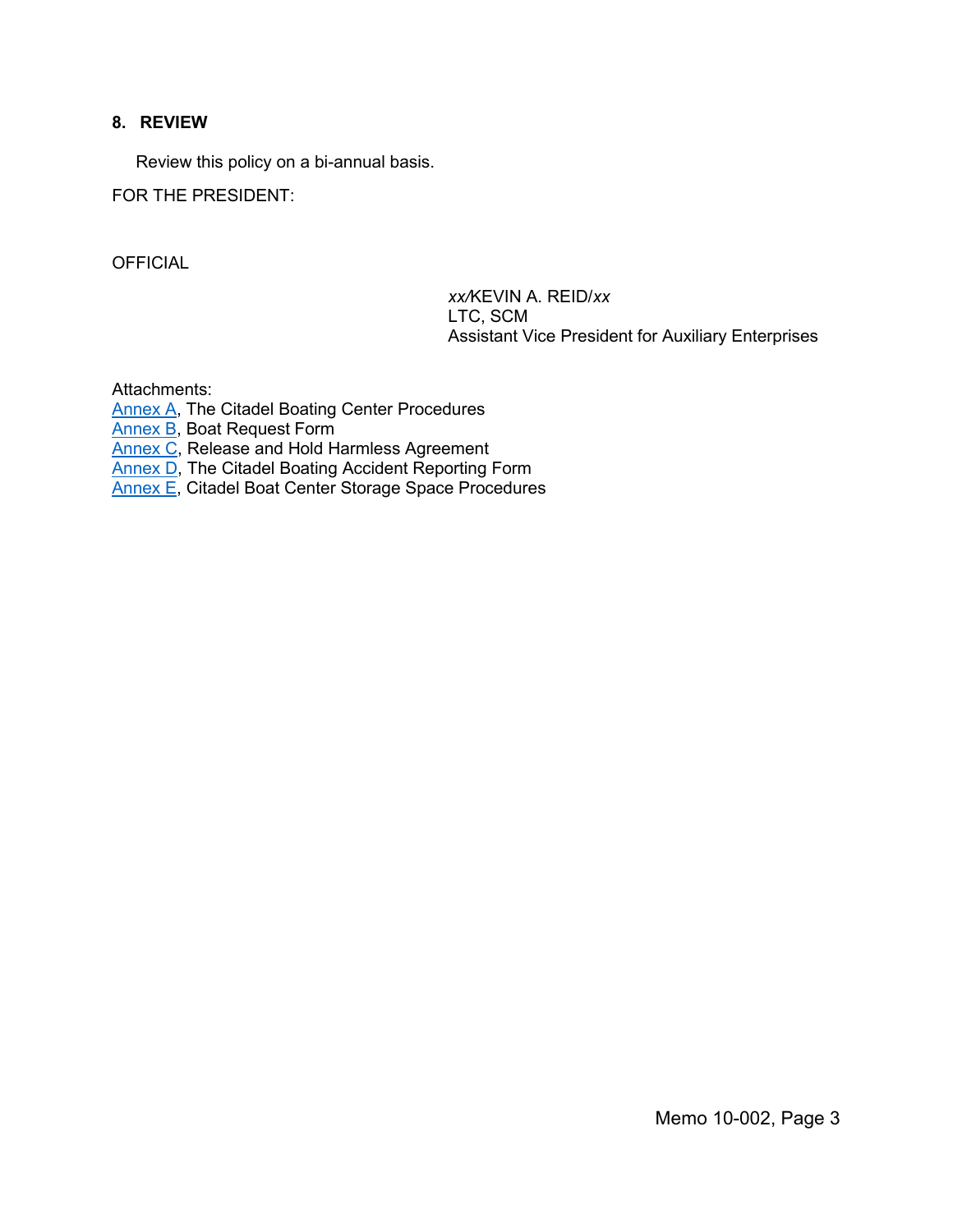## 8. REVIEW

Review this policy on a bi-annual basis.

FOR THE PRESIDENT:

OFFICIAL

*xx/*KEVIN A. REID/*xx*
LTC, SCM
Assistant Vice President for Auxiliary Enterprises

Attachments:
Annex A, The Citadel Boating Center Procedures
Annex B, Boat Request Form
Annex C, Release and Hold Harmless Agreement
Annex D, The Citadel Boating Accident Reporting Form
Annex E, Citadel Boat Center Storage Space Procedures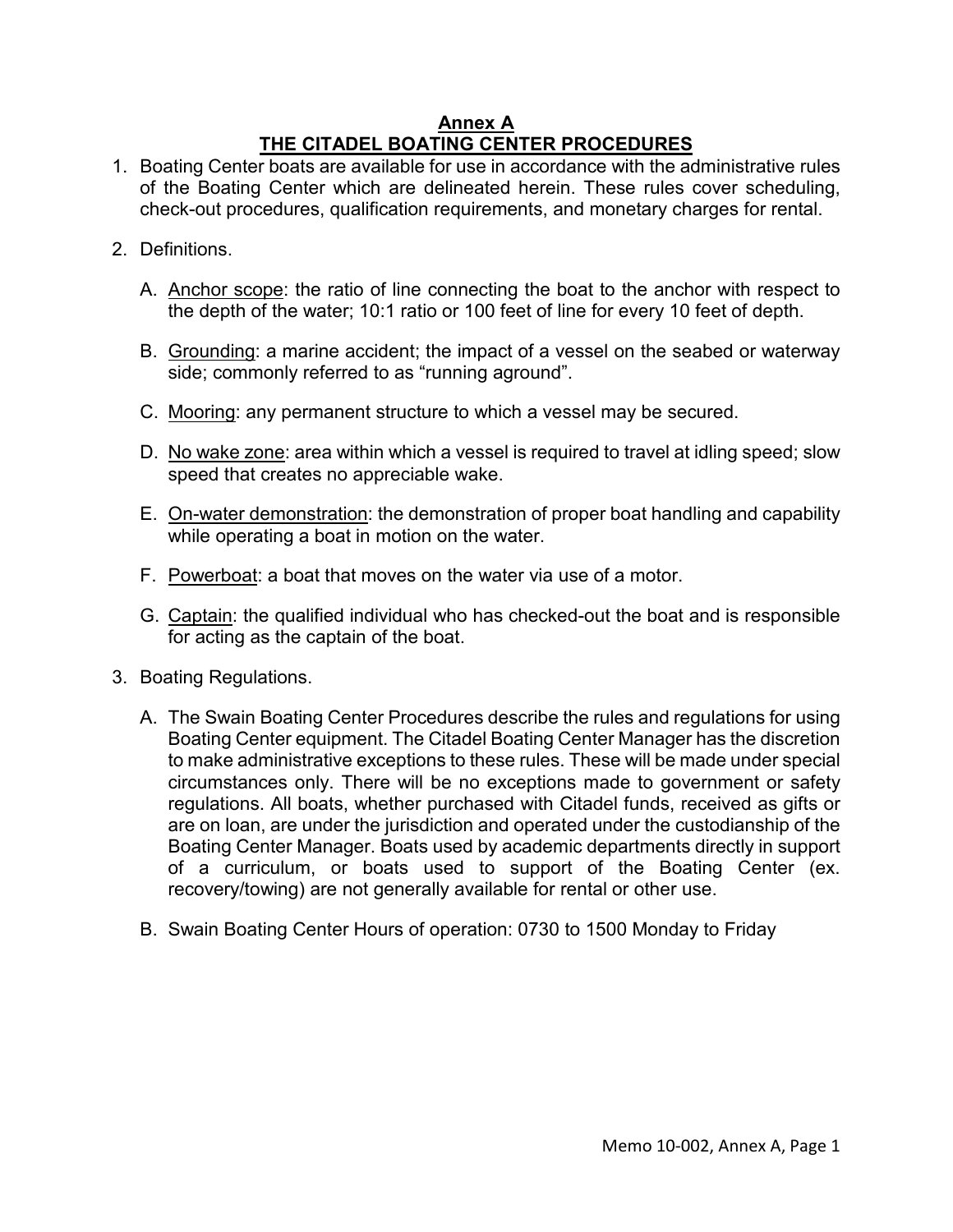## Annex A
## THE CITADEL BOATING CENTER PROCEDURES

1. Boating Center boats are available for use in accordance with the administrative rules of the Boating Center which are delineated herein. These rules cover scheduling, check-out procedures, qualification requirements, and monetary charges for rental.

2. Definitions.

   A. <u>Anchor scope</u>: the ratio of line connecting the boat to the anchor with respect to the depth of the water; 10:1 ratio or 100 feet of line for every 10 feet of depth.

   B. <u>Grounding</u>: a marine accident; the impact of a vessel on the seabed or waterway side; commonly referred to as "running aground".

   C. <u>Mooring</u>: any permanent structure to which a vessel may be secured.

   D. <u>No wake zone</u>: area within which a vessel is required to travel at idling speed; slow speed that creates no appreciable wake.

   E. <u>On-water demonstration</u>: the demonstration of proper boat handling and capability while operating a boat in motion on the water.

   F. <u>Powerboat</u>: a boat that moves on the water via use of a motor.

   G. <u>Captain</u>: the qualified individual who has checked-out the boat and is responsible for acting as the captain of the boat.

3. Boating Regulations.

   A. The Swain Boating Center Procedures describe the rules and regulations for using Boating Center equipment. The Citadel Boating Center Manager has the discretion to make administrative exceptions to these rules. These will be made under special circumstances only. There will be no exceptions made to government or safety regulations. All boats, whether purchased with Citadel funds, received as gifts or are on loan, are under the jurisdiction and operated under the custodianship of the Boating Center Manager. Boats used by academic departments directly in support of a curriculum, or boats used to support of the Boating Center (ex. recovery/towing) are not generally available for rental or other use.

   B. Swain Boating Center Hours of operation: 0730 to 1500 Monday to Friday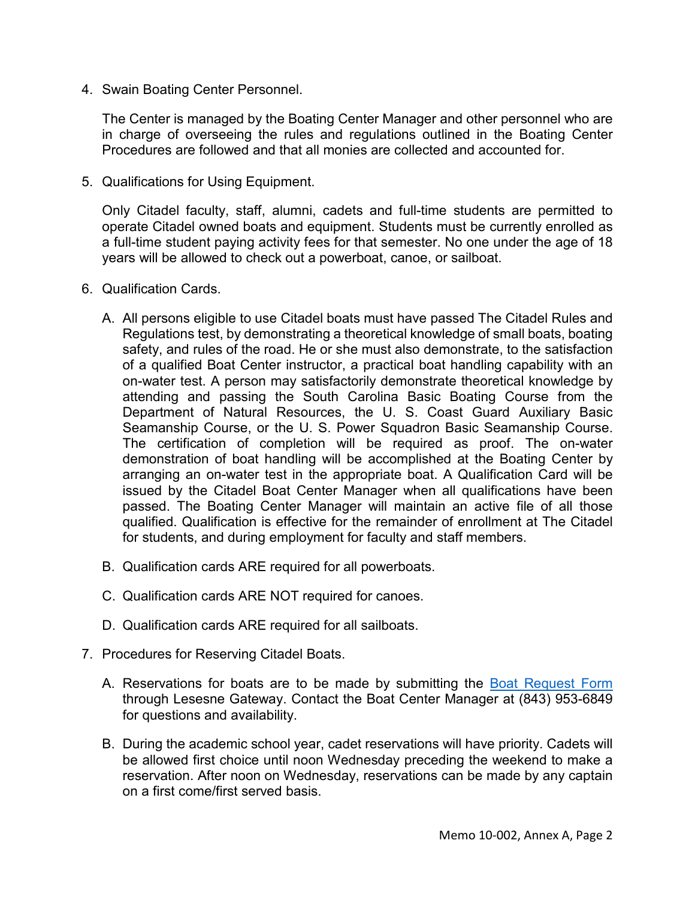4. Swain Boating Center Personnel.

   The Center is managed by the Boating Center Manager and other personnel who are in charge of overseeing the rules and regulations outlined in the Boating Center Procedures are followed and that all monies are collected and accounted for.

5. Qualifications for Using Equipment.

   Only Citadel faculty, staff, alumni, cadets and full-time students are permitted to operate Citadel owned boats and equipment. Students must be currently enrolled as a full-time student paying activity fees for that semester. No one under the age of 18 years will be allowed to check out a powerboat, canoe, or sailboat.

6. Qualification Cards.

   A. All persons eligible to use Citadel boats must have passed The Citadel Rules and Regulations test, by demonstrating a theoretical knowledge of small boats, boating safety, and rules of the road. He or she must also demonstrate, to the satisfaction of a qualified Boat Center instructor, a practical boat handling capability with an on-water test. A person may satisfactorily demonstrate theoretical knowledge by attending and passing the South Carolina Basic Boating Course from the Department of Natural Resources, the U. S. Coast Guard Auxiliary Basic Seamanship Course, or the U. S. Power Squadron Basic Seamanship Course. The certification of completion will be required as proof. The on-water demonstration of boat handling will be accomplished at the Boating Center by arranging an on-water test in the appropriate boat. A Qualification Card will be issued by the Citadel Boat Center Manager when all qualifications have been passed. The Boating Center Manager will maintain an active file of all those qualified. Qualification is effective for the remainder of enrollment at The Citadel for students, and during employment for faculty and staff members.

   B. Qualification cards ARE required for all powerboats.

   C. Qualification cards ARE NOT required for canoes.

   D. Qualification cards ARE required for all sailboats.

7. Procedures for Reserving Citadel Boats.

   A. Reservations for boats are to be made by submitting the Boat Request Form through Lesesne Gateway. Contact the Boat Center Manager at (843) 953-6849 for questions and availability.

   B. During the academic school year, cadet reservations will have priority. Cadets will be allowed first choice until noon Wednesday preceding the weekend to make a reservation. After noon on Wednesday, reservations can be made by any captain on a first come/first served basis.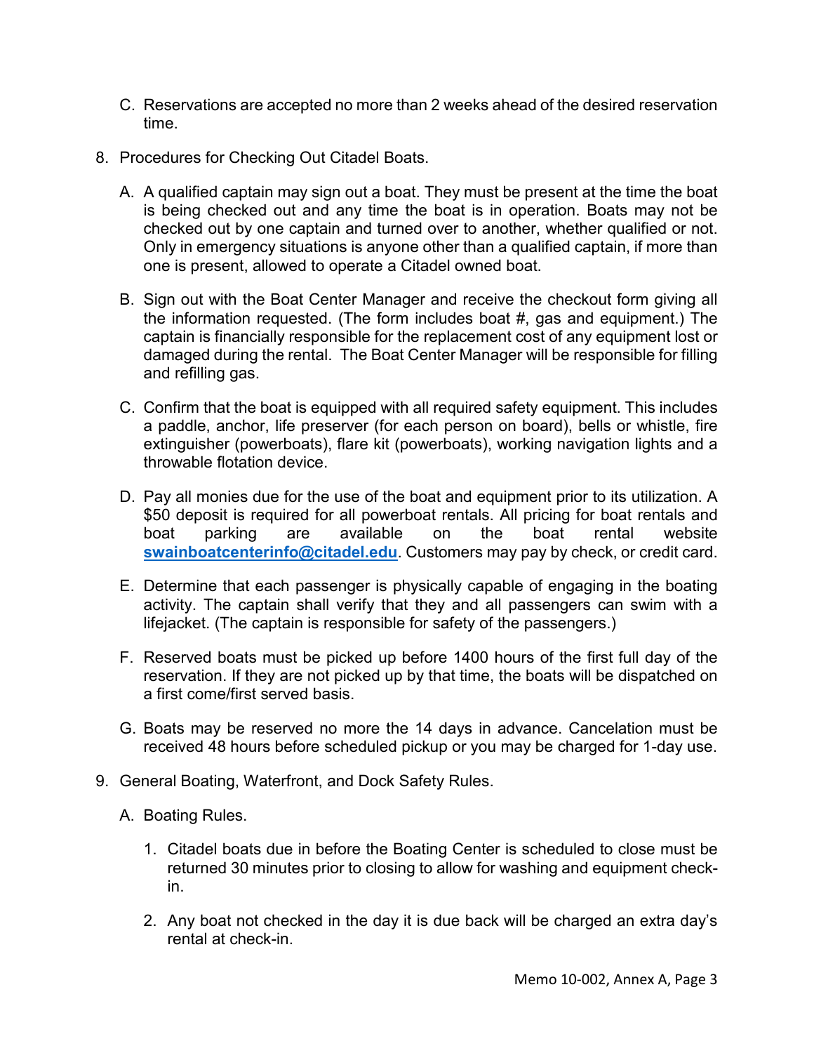C. Reservations are accepted no more than 2 weeks ahead of the desired reservation time.

8. Procedures for Checking Out Citadel Boats.

   A. A qualified captain may sign out a boat. They must be present at the time the boat is being checked out and any time the boat is in operation. Boats may not be checked out by one captain and turned over to another, whether qualified or not. Only in emergency situations is anyone other than a qualified captain, if more than one is present, allowed to operate a Citadel owned boat.

   B. Sign out with the Boat Center Manager and receive the checkout form giving all the information requested. (The form includes boat #, gas and equipment.) The captain is financially responsible for the replacement cost of any equipment lost or damaged during the rental. The Boat Center Manager will be responsible for filling and refilling gas.

   C. Confirm that the boat is equipped with all required safety equipment. This includes a paddle, anchor, life preserver (for each person on board), bells or whistle, fire extinguisher (powerboats), flare kit (powerboats), working navigation lights and a throwable flotation device.

   D. Pay all monies due for the use of the boat and equipment prior to its utilization. A $50 deposit is required for all powerboat rentals. All pricing for boat rentals and boat parking are available on the boat rental website **swainboatcenterinfo@citadel.edu**. Customers may pay by check, or credit card.

   E. Determine that each passenger is physically capable of engaging in the boating activity. The captain shall verify that they and all passengers can swim with a lifejacket. (The captain is responsible for safety of the passengers.)

   F. Reserved boats must be picked up before 1400 hours of the first full day of the reservation. If they are not picked up by that time, the boats will be dispatched on a first come/first served basis.

   G. Boats may be reserved no more the 14 days in advance. Cancelation must be received 48 hours before scheduled pickup or you may be charged for 1-day use.

9. General Boating, Waterfront, and Dock Safety Rules.

   A. Boating Rules.

      1. Citadel boats due in before the Boating Center is scheduled to close must be returned 30 minutes prior to closing to allow for washing and equipment check-in.

      2. Any boat not checked in the day it is due back will be charged an extra day's rental at check-in.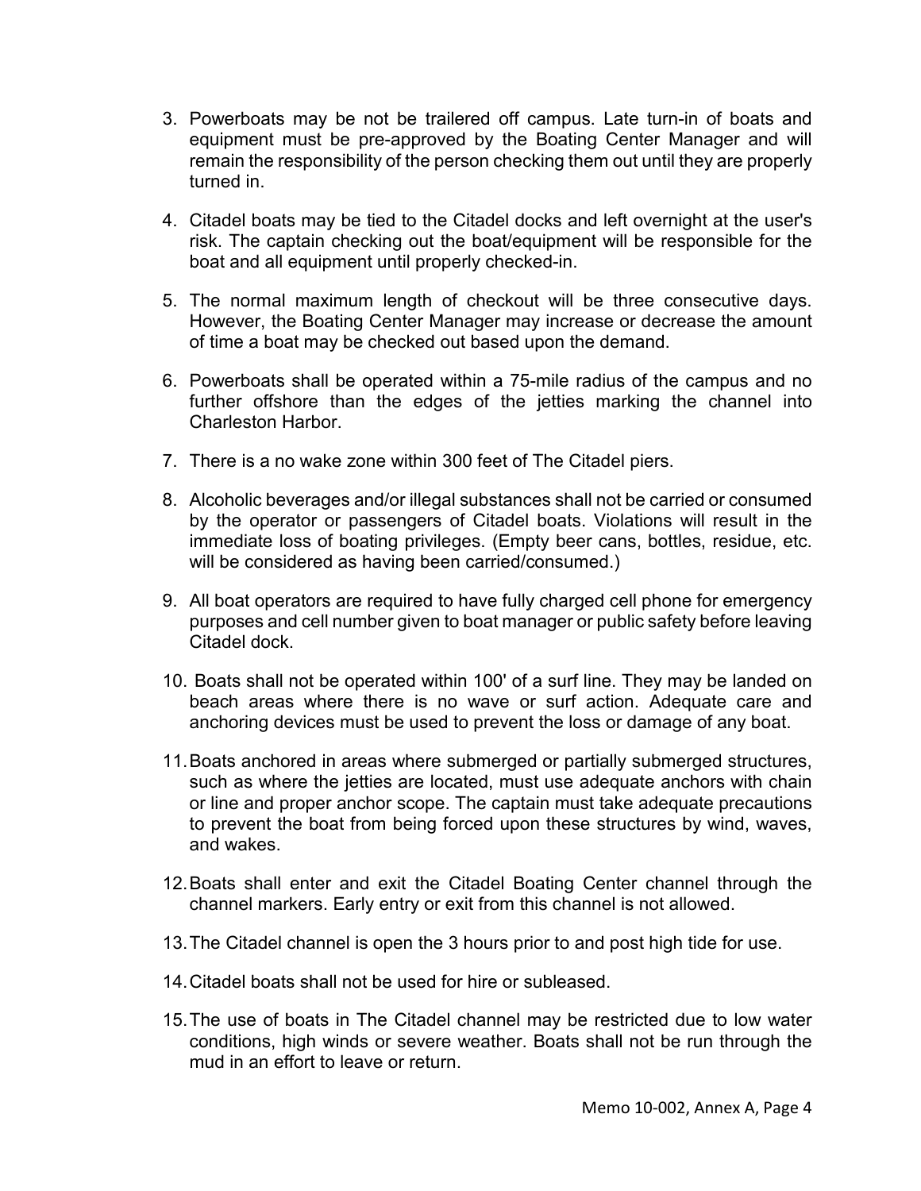3. Powerboats may be not be trailered off campus. Late turn-in of boats and equipment must be pre-approved by the Boating Center Manager and will remain the responsibility of the person checking them out until they are properly turned in.

4. Citadel boats may be tied to the Citadel docks and left overnight at the user's risk. The captain checking out the boat/equipment will be responsible for the boat and all equipment until properly checked-in.

5. The normal maximum length of checkout will be three consecutive days. However, the Boating Center Manager may increase or decrease the amount of time a boat may be checked out based upon the demand.

6. Powerboats shall be operated within a 75-mile radius of the campus and no further offshore than the edges of the jetties marking the channel into Charleston Harbor.

7. There is a no wake zone within 300 feet of The Citadel piers.

8. Alcoholic beverages and/or illegal substances shall not be carried or consumed by the operator or passengers of Citadel boats. Violations will result in the immediate loss of boating privileges. (Empty beer cans, bottles, residue, etc. will be considered as having been carried/consumed.)

9. All boat operators are required to have fully charged cell phone for emergency purposes and cell number given to boat manager or public safety before leaving Citadel dock.

10. Boats shall not be operated within 100' of a surf line. They may be landed on beach areas where there is no wave or surf action. Adequate care and anchoring devices must be used to prevent the loss or damage of any boat.

11. Boats anchored in areas where submerged or partially submerged structures, such as where the jetties are located, must use adequate anchors with chain or line and proper anchor scope. The captain must take adequate precautions to prevent the boat from being forced upon these structures by wind, waves, and wakes.

12. Boats shall enter and exit the Citadel Boating Center channel through the channel markers. Early entry or exit from this channel is not allowed.

13. The Citadel channel is open the 3 hours prior to and post high tide for use.

14. Citadel boats shall not be used for hire or subleased.

15. The use of boats in The Citadel channel may be restricted due to low water conditions, high winds or severe weather. Boats shall not be run through the mud in an effort to leave or return.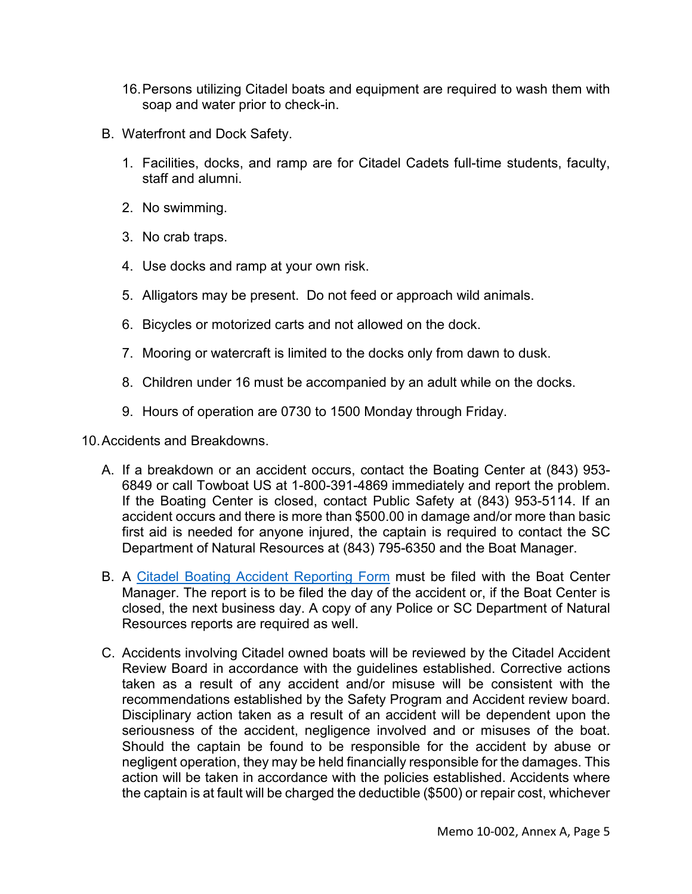16. Persons utilizing Citadel boats and equipment are required to wash them with soap and water prior to check-in.

B. Waterfront and Dock Safety.

1. Facilities, docks, and ramp are for Citadel Cadets full-time students, faculty, staff and alumni.

2. No swimming.

3. No crab traps.

4. Use docks and ramp at your own risk.

5. Alligators may be present. Do not feed or approach wild animals.

6. Bicycles or motorized carts and not allowed on the dock.

7. Mooring or watercraft is limited to the docks only from dawn to dusk.

8. Children under 16 must be accompanied by an adult while on the docks.

9. Hours of operation are 0730 to 1500 Monday through Friday.

10. Accidents and Breakdowns.

A. If a breakdown or an accident occurs, contact the Boating Center at (843) 953-6849 or call Towboat US at 1-800-391-4869 immediately and report the problem. If the Boating Center is closed, contact Public Safety at (843) 953-5114. If an accident occurs and there is more than $500.00 in damage and/or more than basic first aid is needed for anyone injured, the captain is required to contact the SC Department of Natural Resources at (843) 795-6350 and the Boat Manager.

B. A Citadel Boating Accident Reporting Form must be filed with the Boat Center Manager. The report is to be filed the day of the accident or, if the Boat Center is closed, the next business day. A copy of any Police or SC Department of Natural Resources reports are required as well.

C. Accidents involving Citadel owned boats will be reviewed by the Citadel Accident Review Board in accordance with the guidelines established. Corrective actions taken as a result of any accident and/or misuse will be consistent with the recommendations established by the Safety Program and Accident review board. Disciplinary action taken as a result of an accident will be dependent upon the seriousness of the accident, negligence involved and or misuses of the boat. Should the captain be found to be responsible for the accident by abuse or negligent operation, they may be held financially responsible for the damages. This action will be taken in accordance with the policies established. Accidents where the captain is at fault will be charged the deductible ($500) or repair cost, whichever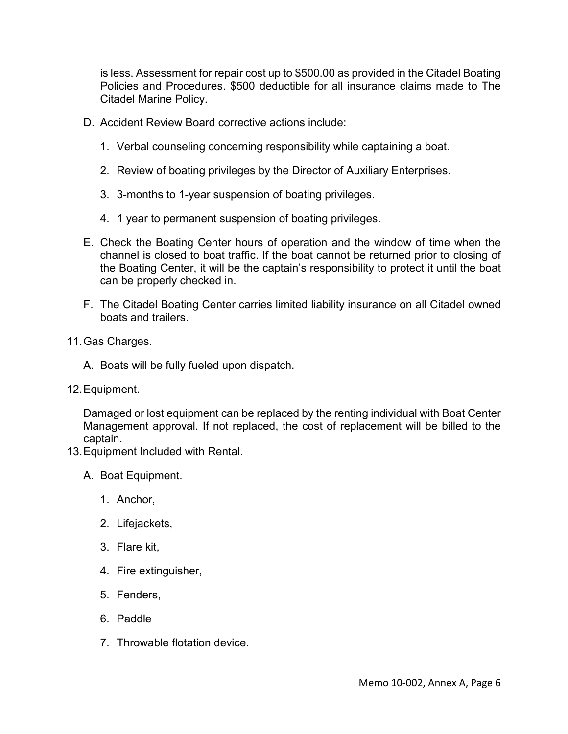is less. Assessment for repair cost up to $500.00 as provided in the Citadel Boating Policies and Procedures. $500 deductible for all insurance claims made to The Citadel Marine Policy.

D. Accident Review Board corrective actions include:

   1. Verbal counseling concerning responsibility while captaining a boat.

   2. Review of boating privileges by the Director of Auxiliary Enterprises.

   3. 3-months to 1-year suspension of boating privileges.

   4. 1 year to permanent suspension of boating privileges.

E. Check the Boating Center hours of operation and the window of time when the channel is closed to boat traffic. If the boat cannot be returned prior to closing of the Boating Center, it will be the captain's responsibility to protect it until the boat can be properly checked in.

F. The Citadel Boating Center carries limited liability insurance on all Citadel owned boats and trailers.

11. Gas Charges.

    A. Boats will be fully fueled upon dispatch.

12. Equipment.

    Damaged or lost equipment can be replaced by the renting individual with Boat Center Management approval. If not replaced, the cost of replacement will be billed to the captain.

13. Equipment Included with Rental.

    A. Boat Equipment.

       1. Anchor,

       2. Lifejackets,

       3. Flare kit,

       4. Fire extinguisher,

       5. Fenders,

       6. Paddle

       7. Throwable flotation device.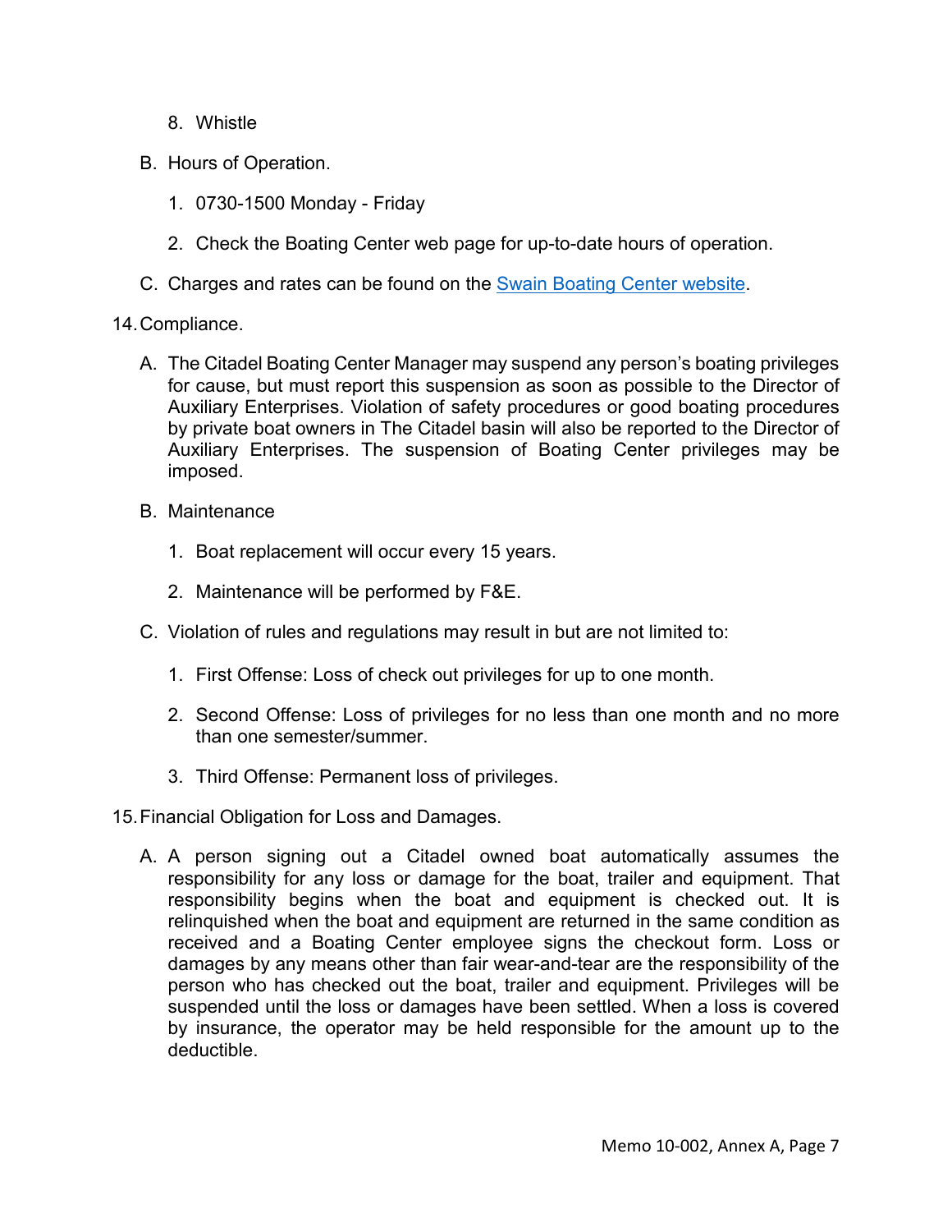8. Whistle

B. Hours of Operation.

1. 0730-1500 Monday - Friday

2. Check the Boating Center web page for up-to-date hours of operation.

C. Charges and rates can be found on the Swain Boating Center website.

14. Compliance.

A. The Citadel Boating Center Manager may suspend any person's boating privileges for cause, but must report this suspension as soon as possible to the Director of Auxiliary Enterprises. Violation of safety procedures or good boating procedures by private boat owners in The Citadel basin will also be reported to the Director of Auxiliary Enterprises. The suspension of Boating Center privileges may be imposed.

B. Maintenance

1. Boat replacement will occur every 15 years.

2. Maintenance will be performed by F&E.

C. Violation of rules and regulations may result in but are not limited to:

1. First Offense: Loss of check out privileges for up to one month.

2. Second Offense: Loss of privileges for no less than one month and no more than one semester/summer.

3. Third Offense: Permanent loss of privileges.

15. Financial Obligation for Loss and Damages.

A. A person signing out a Citadel owned boat automatically assumes the responsibility for any loss or damage for the boat, trailer and equipment. That responsibility begins when the boat and equipment is checked out. It is relinquished when the boat and equipment are returned in the same condition as received and a Boating Center employee signs the checkout form. Loss or damages by any means other than fair wear-and-tear are the responsibility of the person who has checked out the boat, trailer and equipment. Privileges will be suspended until the loss or damages have been settled. When a loss is covered by insurance, the operator may be held responsible for the amount up to the deductible.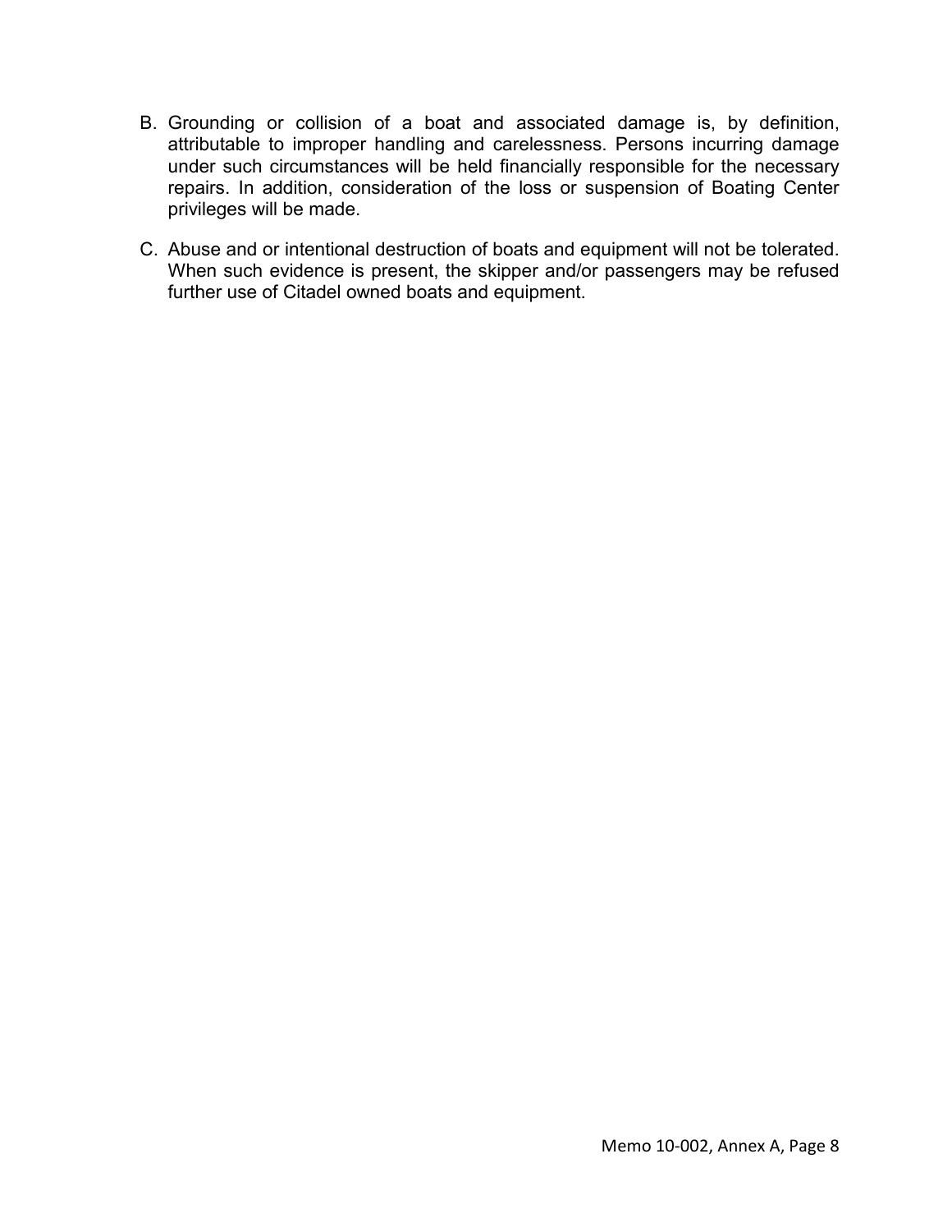B. Grounding or collision of a boat and associated damage is, by definition, attributable to improper handling and carelessness. Persons incurring damage under such circumstances will be held financially responsible for the necessary repairs. In addition, consideration of the loss or suspension of Boating Center privileges will be made.

C. Abuse and or intentional destruction of boats and equipment will not be tolerated. When such evidence is present, the skipper and/or passengers may be refused further use of Citadel owned boats and equipment.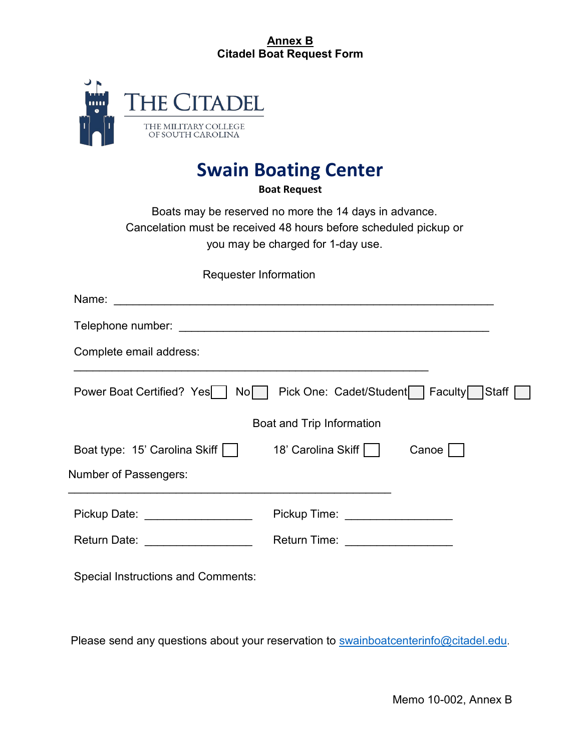**Annex B**
**Citadel Boat Request Form**

THE CITADEL
THE MILITARY COLLEGE OF SOUTH CAROLINA

# Swain Boating Center

**Boat Request**

Boats may be reserved no more the 14 days in advance.
Cancelation must be received 48 hours before scheduled pickup or you may be charged for 1-day use.

Requester Information

Name: ____________________________________________________________

Telephone number: ________________________________________________

Complete email address:
_______________________________________________________

Power Boat Certified? Yes ☐ No ☐ Pick One: Cadet/Student ☐ Faculty ☐ Staff ☐

Boat and Trip Information

Boat type: 15' Carolina Skiff ☐ 18' Carolina Skiff ☐ Canoe ☐

Number of Passengers:
__________________________________________________

Pickup Date: _________________ Pickup Time: _________________

Return Date: _________________ Return Time: _________________

Special Instructions and Comments:

Please send any questions about your reservation to swainboatcenterinfo@citadel.edu.

Memo 10-002, Annex B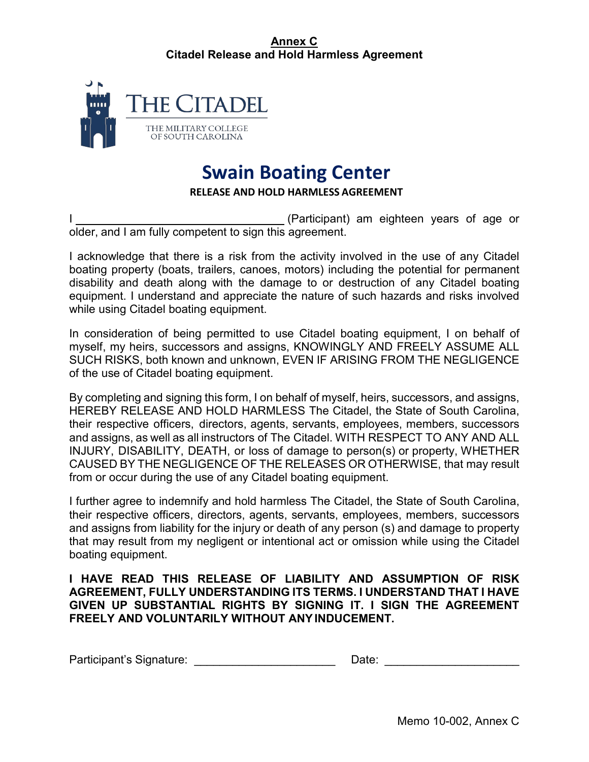**Annex C**
**Citadel Release and Hold Harmless Agreement**

THE CITADEL
THE MILITARY COLLEGE OF SOUTH CAROLINA

# Swain Boating Center

**RELEASE AND HOLD HARMLESS AGREEMENT**

I ________________________________ (Participant) am eighteen years of age or older, and I am fully competent to sign this agreement.

I acknowledge that there is a risk from the activity involved in the use of any Citadel boating property (boats, trailers, canoes, motors) including the potential for permanent disability and death along with the damage to or destruction of any Citadel boating equipment. I understand and appreciate the nature of such hazards and risks involved while using Citadel boating equipment.

In consideration of being permitted to use Citadel boating equipment, I on behalf of myself, my heirs, successors and assigns, KNOWINGLY AND FREELY ASSUME ALL SUCH RISKS, both known and unknown, EVEN IF ARISING FROM THE NEGLIGENCE of the use of Citadel boating equipment.

By completing and signing this form, I on behalf of myself, heirs, successors, and assigns, HEREBY RELEASE AND HOLD HARMLESS The Citadel, the State of South Carolina, their respective officers, directors, agents, servants, employees, members, successors and assigns, as well as all instructors of The Citadel. WITH RESPECT TO ANY AND ALL INJURY, DISABILITY, DEATH, or loss of damage to person(s) or property, WHETHER CAUSED BY THE NEGLIGENCE OF THE RELEASES OR OTHERWISE, that may result from or occur during the use of any Citadel boating equipment.

I further agree to indemnify and hold harmless The Citadel, the State of South Carolina, their respective officers, directors, agents, servants, employees, members, successors and assigns from liability for the injury or death of any person (s) and damage to property that may result from my negligent or intentional act or omission while using the Citadel boating equipment.

**I HAVE READ THIS RELEASE OF LIABILITY AND ASSUMPTION OF RISK AGREEMENT, FULLY UNDERSTANDING ITS TERMS. I UNDERSTAND THAT I HAVE GIVEN UP SUBSTANTIAL RIGHTS BY SIGNING IT. I SIGN THE AGREEMENT FREELY AND VOLUNTARILY WITHOUT ANY INDUCEMENT.**

Participant's Signature: ______________________ Date: ____________________

Memo 10-002, Annex C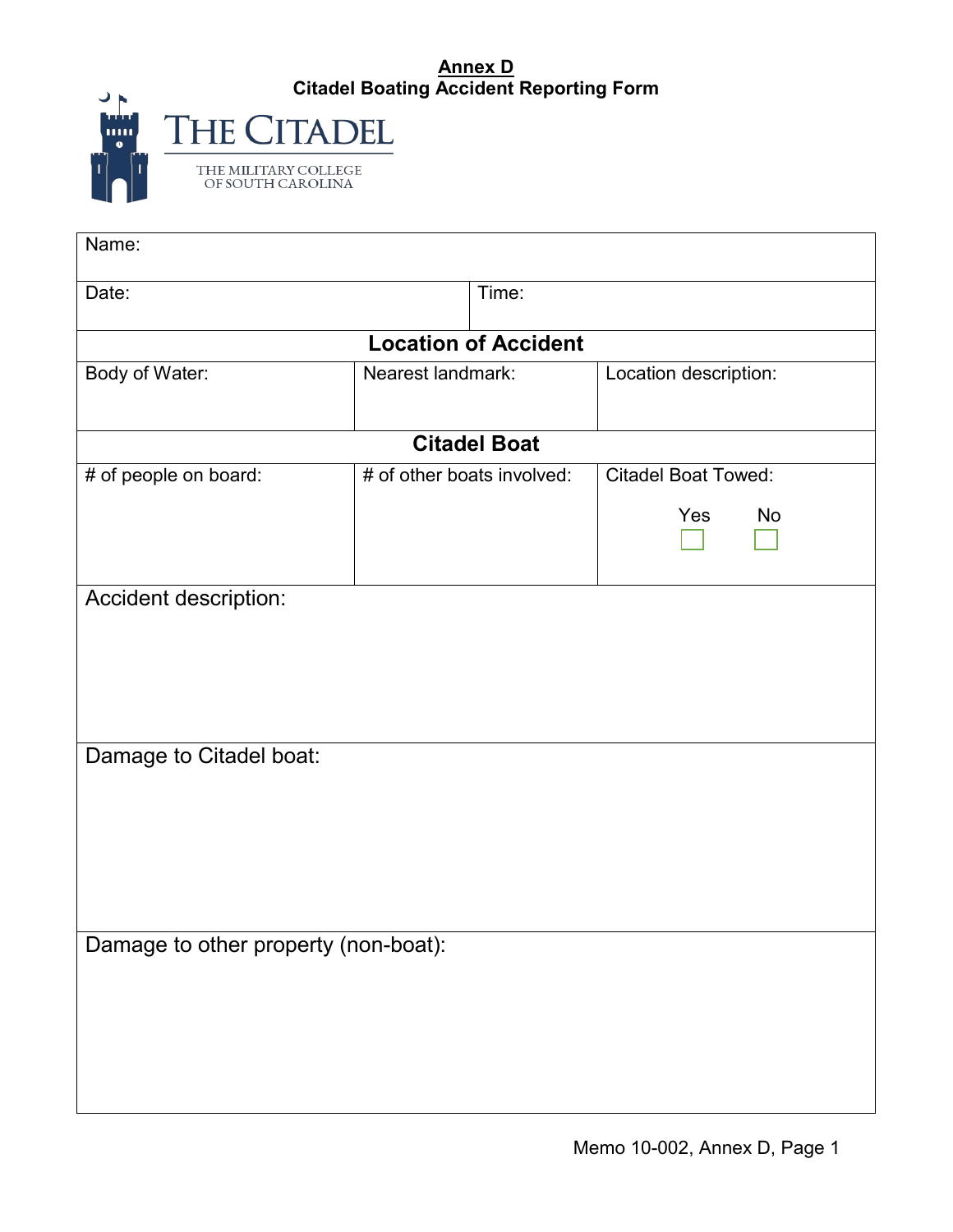**Annex D**

**Citadel Boating Accident Reporting Form**

THE CITADEL

THE MILITARY COLLEGE OF SOUTH CAROLINA

| Name: | | |
|---|---|---|
| Date: | Time: | |
| **Location of Accident** | | |
| Body of Water: | Nearest landmark: | Location description: |
| **Citadel Boat** | | |
| # of people on board: | # of other boats involved: | Citadel Boat Towed: Yes ☐ No ☐ |
| Accident description: | | |
| Damage to Citadel boat: | | |
| Damage to other property (non-boat): | | |

Memo 10-002, Annex D, Page 1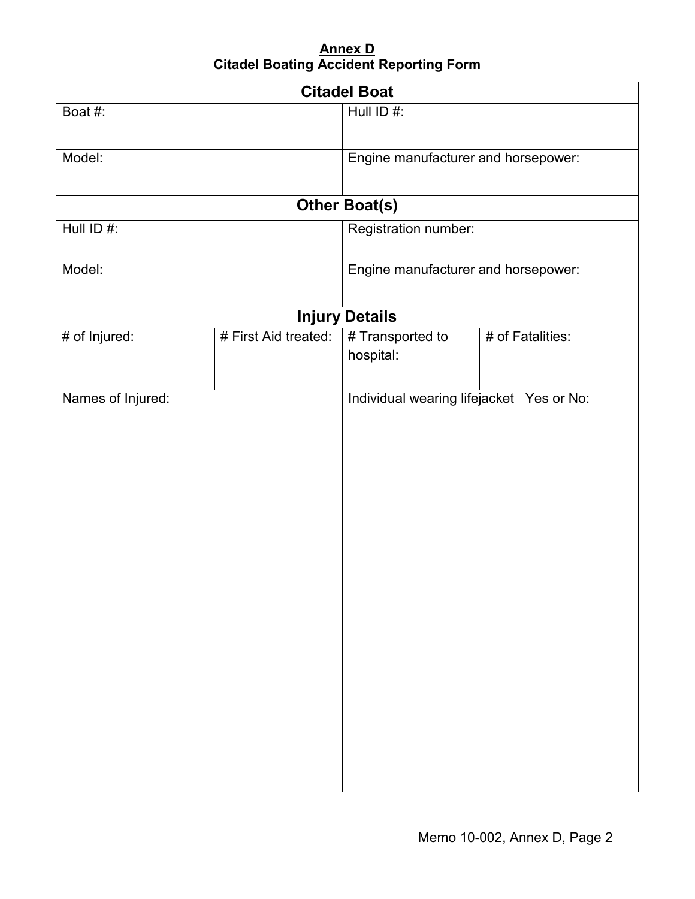**Annex D**
**Citadel Boating Accident Reporting Form**

| Citadel Boat | | | |
|---|---|---|---|
| Boat #: | | Hull ID #: | |
| Model: | | Engine manufacturer and horsepower: | |
| **Other Boat(s)** | | | |
| Hull ID #: | | Registration number: | |
| Model: | | Engine manufacturer and horsepower: | |
| **Injury Details** | | | |
| # of Injured: | # First Aid treated: | # Transported to hospital: | # of Fatalities: |
| Names of Injured: | | Individual wearing lifejacket Yes or No: | |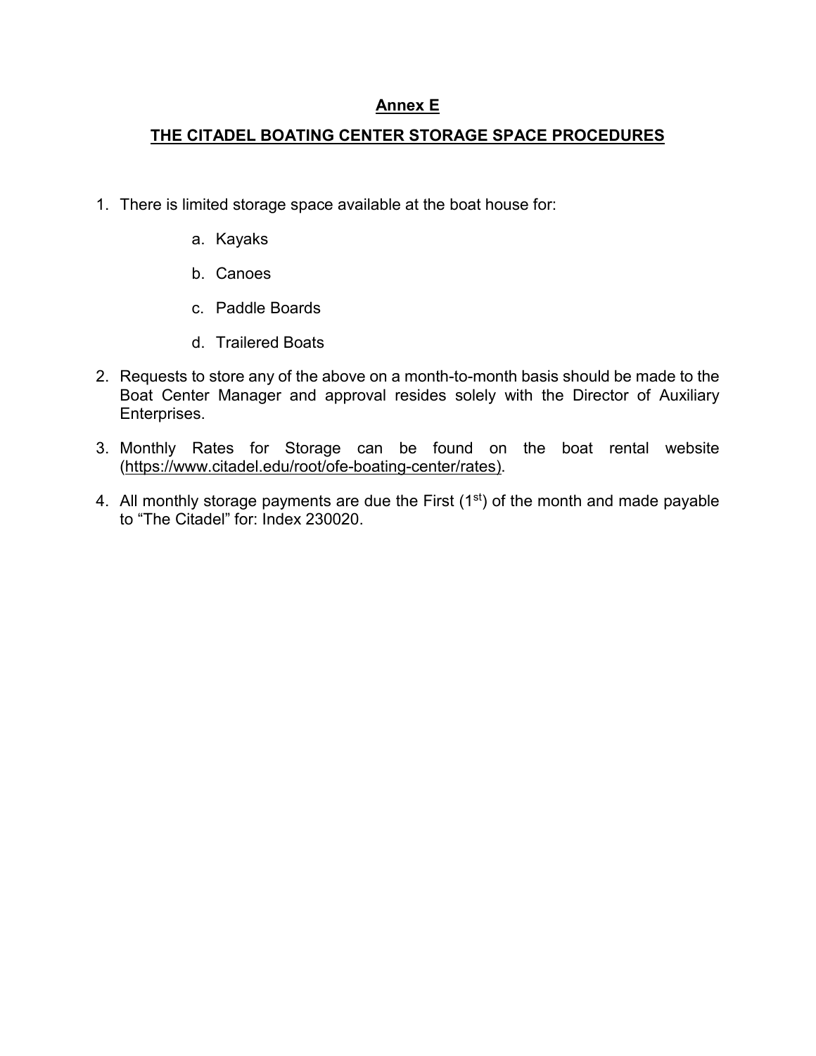## Annex E

## THE CITADEL BOATING CENTER STORAGE SPACE PROCEDURES

1. There is limited storage space available at the boat house for:
   a. Kayaks
   b. Canoes
   c. Paddle Boards
   d. Trailered Boats
2. Requests to store any of the above on a month-to-month basis should be made to the Boat Center Manager and approval resides solely with the Director of Auxiliary Enterprises.
3. Monthly Rates for Storage can be found on the boat rental website (https://www.citadel.edu/root/ofe-boating-center/rates).
4. All monthly storage payments are due the First (1st) of the month and made payable to "The Citadel" for: Index 230020.